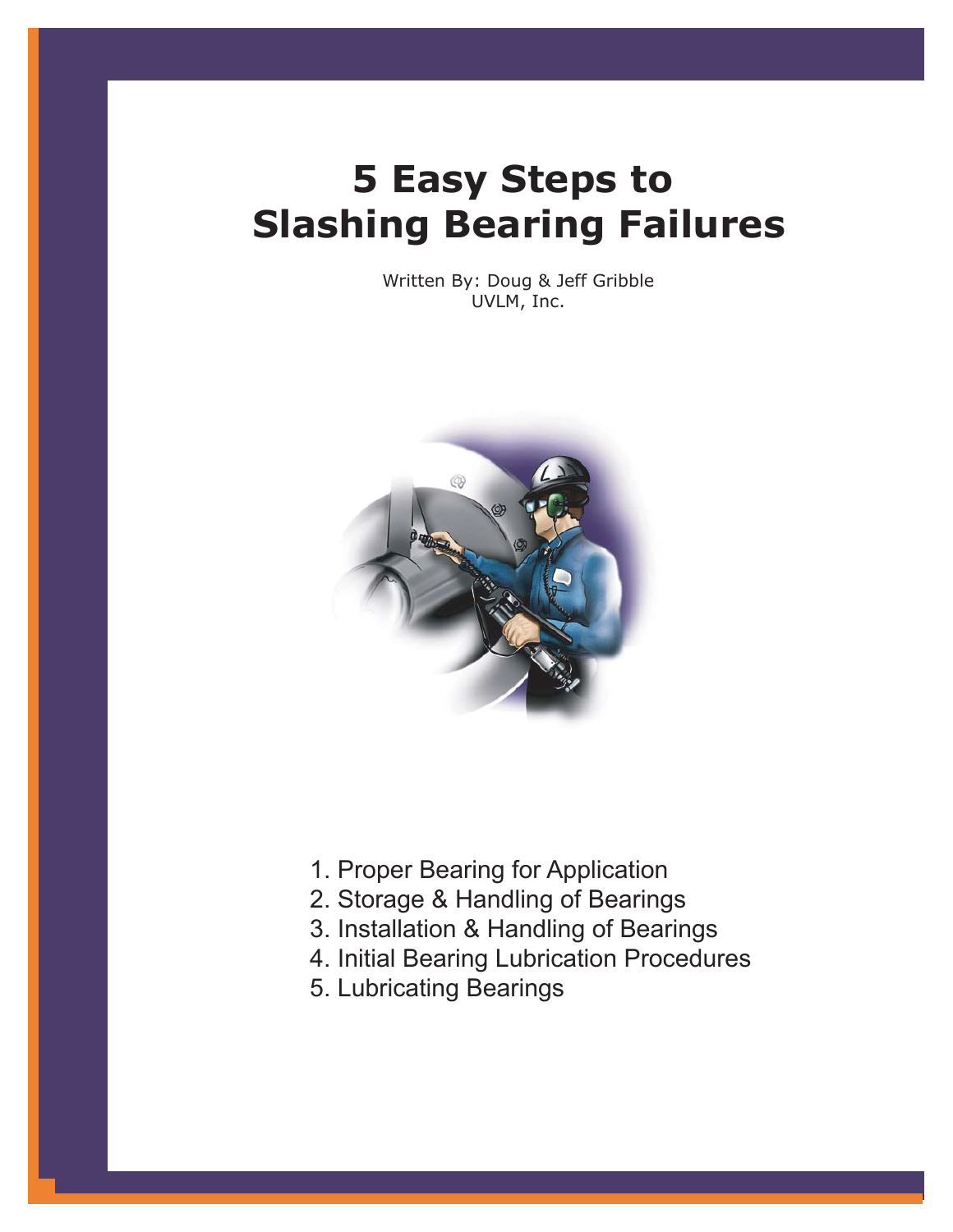# 5 Easy Steps to Slashing Bearing Failures

Written By: Doug & Jeff Gribble
UVLM, Inc.

1. Proper Bearing for Application
2. Storage & Handling of Bearings
3. Installation & Handling of Bearings
4. Initial Bearing Lubrication Procedures
5. Lubricating Bearings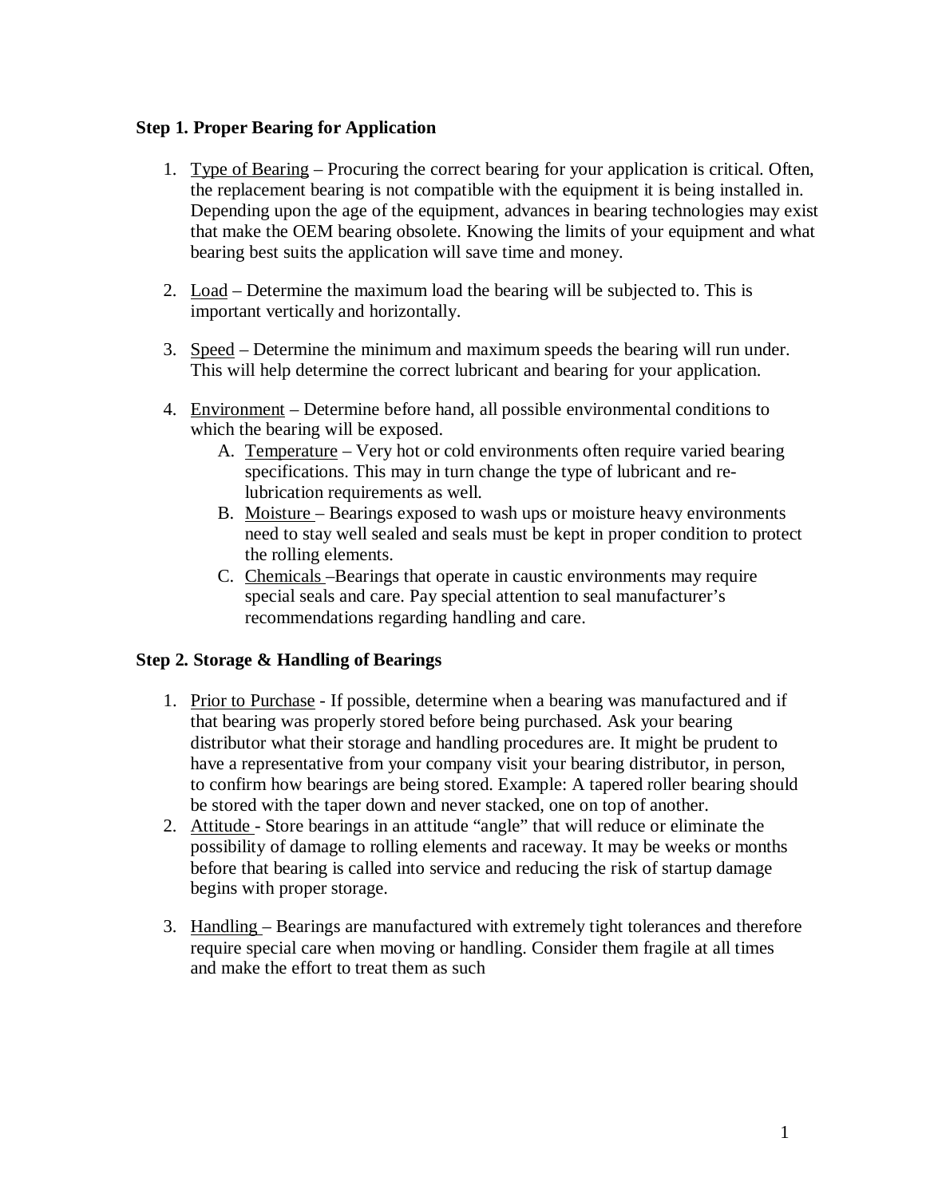**Step 1. Proper Bearing for Application**

1. Type of Bearing – Procuring the correct bearing for your application is critical. Often, the replacement bearing is not compatible with the equipment it is being installed in. Depending upon the age of the equipment, advances in bearing technologies may exist that make the OEM bearing obsolete. Knowing the limits of your equipment and what bearing best suits the application will save time and money.

2. Load – Determine the maximum load the bearing will be subjected to. This is important vertically and horizontally.

3. Speed – Determine the minimum and maximum speeds the bearing will run under. This will help determine the correct lubricant and bearing for your application.

4. Environment – Determine before hand, all possible environmental conditions to which the bearing will be exposed.
   A. Temperature – Very hot or cold environments often require varied bearing specifications. This may in turn change the type of lubricant and re-lubrication requirements as well.
   B. Moisture – Bearings exposed to wash ups or moisture heavy environments need to stay well sealed and seals must be kept in proper condition to protect the rolling elements.
   C. Chemicals –Bearings that operate in caustic environments may require special seals and care. Pay special attention to seal manufacturer's recommendations regarding handling and care.

**Step 2. Storage & Handling of Bearings**

1. Prior to Purchase - If possible, determine when a bearing was manufactured and if that bearing was properly stored before being purchased. Ask your bearing distributor what their storage and handling procedures are. It might be prudent to have a representative from your company visit your bearing distributor, in person, to confirm how bearings are being stored. Example: A tapered roller bearing should be stored with the taper down and never stacked, one on top of another.
2. Attitude - Store bearings in an attitude "angle" that will reduce or eliminate the possibility of damage to rolling elements and raceway. It may be weeks or months before that bearing is called into service and reducing the risk of startup damage begins with proper storage.

3. Handling – Bearings are manufactured with extremely tight tolerances and therefore require special care when moving or handling. Consider them fragile at all times and make the effort to treat them as such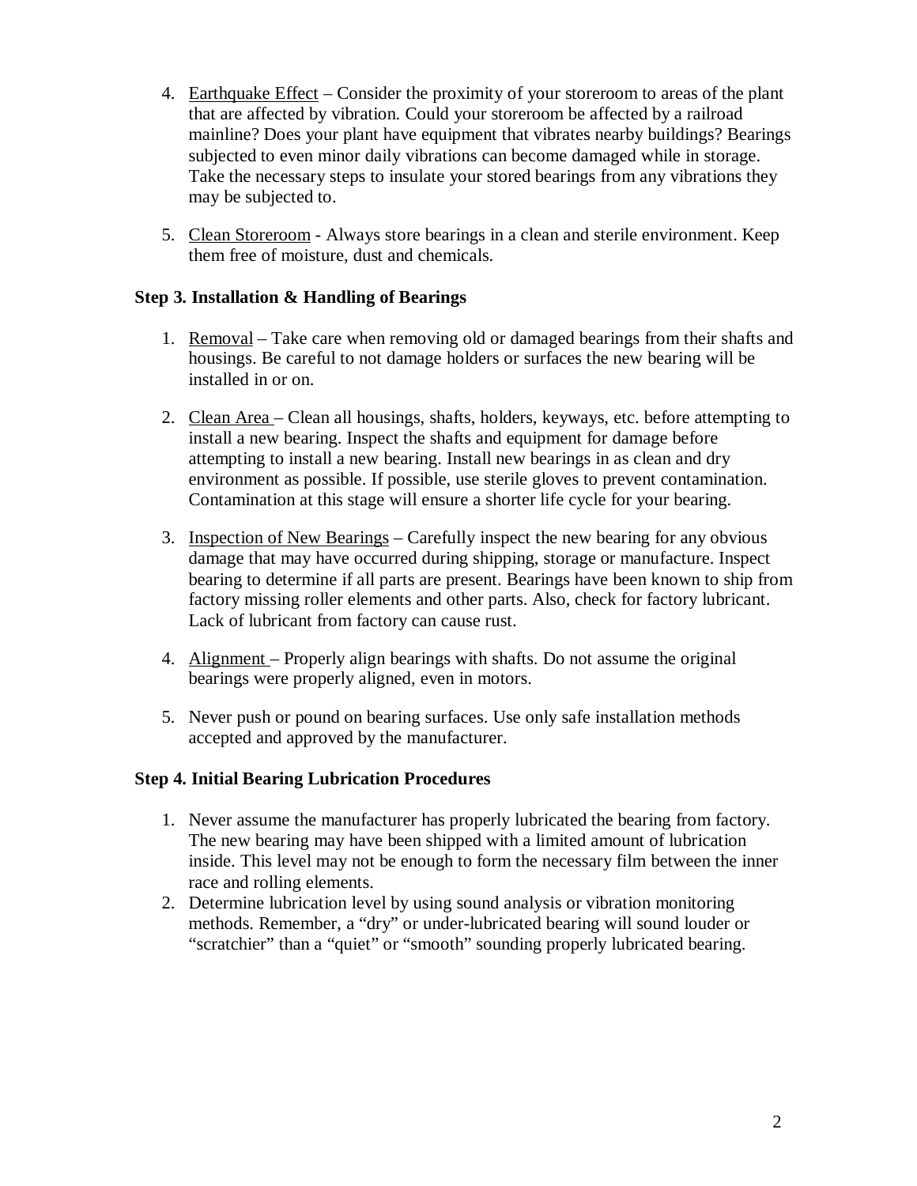4. Earthquake Effect – Consider the proximity of your storeroom to areas of the plant that are affected by vibration. Could your storeroom be affected by a railroad mainline? Does your plant have equipment that vibrates nearby buildings? Bearings subjected to even minor daily vibrations can become damaged while in storage. Take the necessary steps to insulate your stored bearings from any vibrations they may be subjected to.

5. Clean Storeroom - Always store bearings in a clean and sterile environment. Keep them free of moisture, dust and chemicals.

**Step 3. Installation & Handling of Bearings**

1. Removal – Take care when removing old or damaged bearings from their shafts and housings. Be careful to not damage holders or surfaces the new bearing will be installed in or on.

2. Clean Area – Clean all housings, shafts, holders, keyways, etc. before attempting to install a new bearing. Inspect the shafts and equipment for damage before attempting to install a new bearing. Install new bearings in as clean and dry environment as possible. If possible, use sterile gloves to prevent contamination. Contamination at this stage will ensure a shorter life cycle for your bearing.

3. Inspection of New Bearings – Carefully inspect the new bearing for any obvious damage that may have occurred during shipping, storage or manufacture. Inspect bearing to determine if all parts are present. Bearings have been known to ship from factory missing roller elements and other parts. Also, check for factory lubricant. Lack of lubricant from factory can cause rust.

4. Alignment – Properly align bearings with shafts. Do not assume the original bearings were properly aligned, even in motors.

5. Never push or pound on bearing surfaces. Use only safe installation methods accepted and approved by the manufacturer.

**Step 4. Initial Bearing Lubrication Procedures**

1. Never assume the manufacturer has properly lubricated the bearing from factory. The new bearing may have been shipped with a limited amount of lubrication inside. This level may not be enough to form the necessary film between the inner race and rolling elements.
2. Determine lubrication level by using sound analysis or vibration monitoring methods. Remember, a "dry" or under-lubricated bearing will sound louder or "scratchier" than a "quiet" or "smooth" sounding properly lubricated bearing.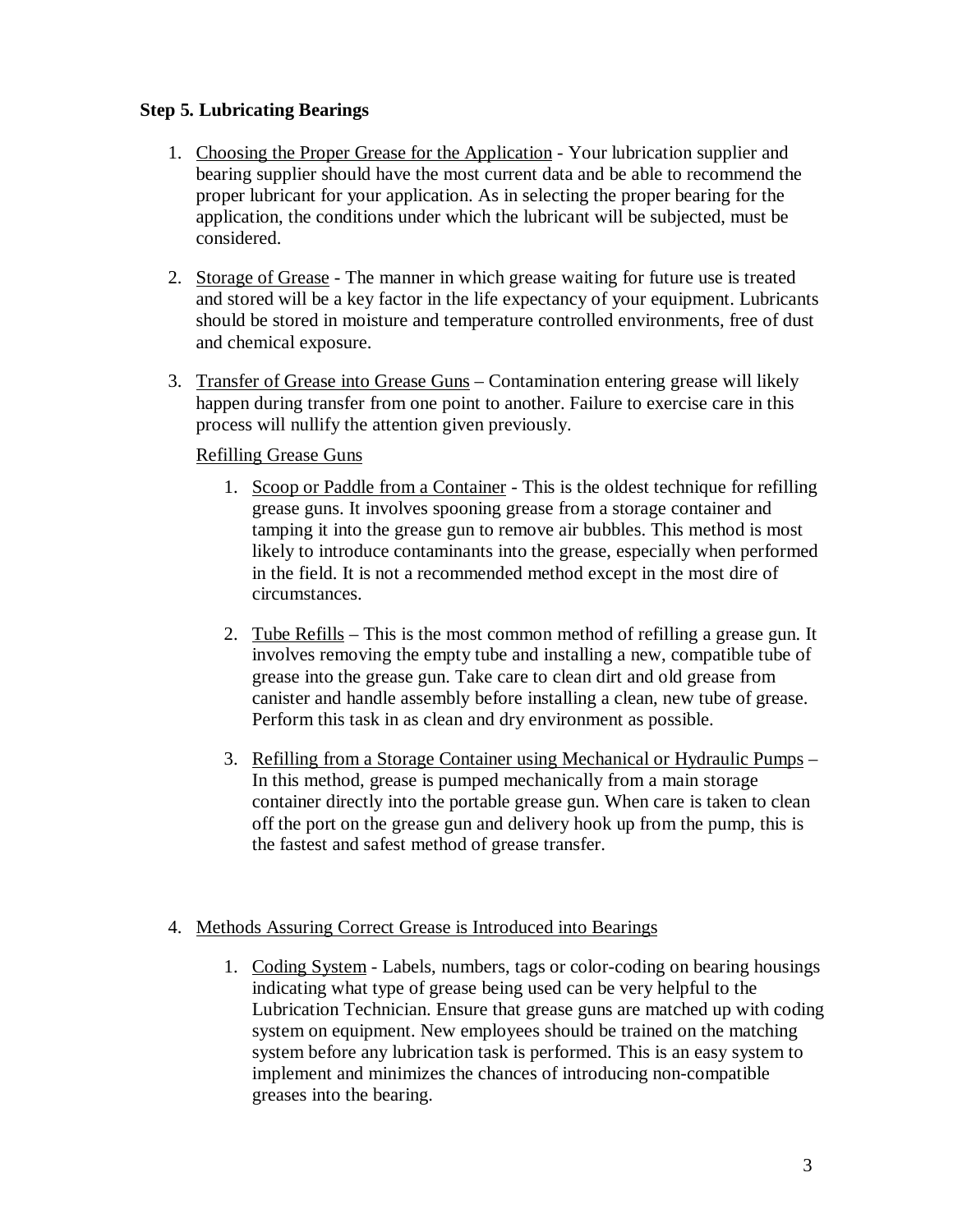**Step 5. Lubricating Bearings**

1. Choosing the Proper Grease for the Application - Your lubrication supplier and bearing supplier should have the most current data and be able to recommend the proper lubricant for your application. As in selecting the proper bearing for the application, the conditions under which the lubricant will be subjected, must be considered.

2. Storage of Grease - The manner in which grease waiting for future use is treated and stored will be a key factor in the life expectancy of your equipment. Lubricants should be stored in moisture and temperature controlled environments, free of dust and chemical exposure.

3. Transfer of Grease into Grease Guns – Contamination entering grease will likely happen during transfer from one point to another. Failure to exercise care in this process will nullify the attention given previously.

   Refilling Grease Guns

   1. Scoop or Paddle from a Container - This is the oldest technique for refilling grease guns. It involves spooning grease from a storage container and tamping it into the grease gun to remove air bubbles. This method is most likely to introduce contaminants into the grease, especially when performed in the field. It is not a recommended method except in the most dire of circumstances.

   2. Tube Refills – This is the most common method of refilling a grease gun. It involves removing the empty tube and installing a new, compatible tube of grease into the grease gun. Take care to clean dirt and old grease from canister and handle assembly before installing a clean, new tube of grease. Perform this task in as clean and dry environment as possible.

   3. Refilling from a Storage Container using Mechanical or Hydraulic Pumps – In this method, grease is pumped mechanically from a main storage container directly into the portable grease gun. When care is taken to clean off the port on the grease gun and delivery hook up from the pump, this is the fastest and safest method of grease transfer.

4. Methods Assuring Correct Grease is Introduced into Bearings

   1. Coding System - Labels, numbers, tags or color-coding on bearing housings indicating what type of grease being used can be very helpful to the Lubrication Technician. Ensure that grease guns are matched up with coding system on equipment. New employees should be trained on the matching system before any lubrication task is performed. This is an easy system to implement and minimizes the chances of introducing non-compatible greases into the bearing.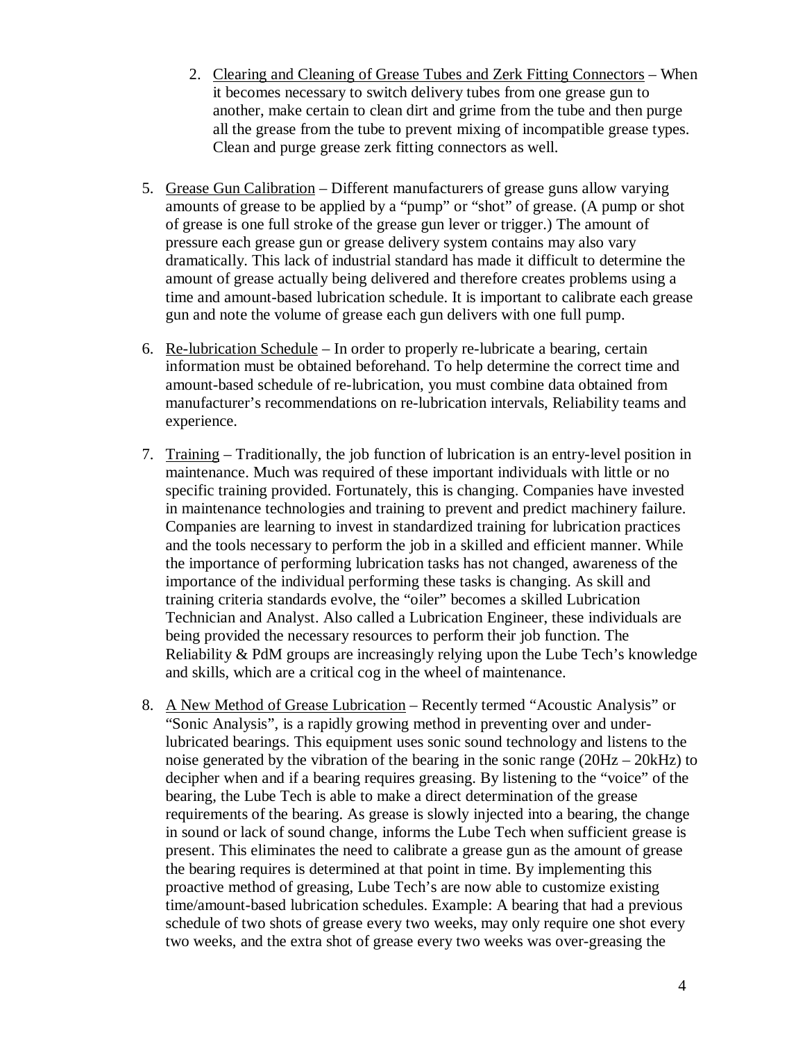2. Clearing and Cleaning of Grease Tubes and Zerk Fitting Connectors – When it becomes necessary to switch delivery tubes from one grease gun to another, make certain to clean dirt and grime from the tube and then purge all the grease from the tube to prevent mixing of incompatible grease types. Clean and purge grease zerk fitting connectors as well.

5. Grease Gun Calibration – Different manufacturers of grease guns allow varying amounts of grease to be applied by a "pump" or "shot" of grease. (A pump or shot of grease is one full stroke of the grease gun lever or trigger.) The amount of pressure each grease gun or grease delivery system contains may also vary dramatically. This lack of industrial standard has made it difficult to determine the amount of grease actually being delivered and therefore creates problems using a time and amount-based lubrication schedule. It is important to calibrate each grease gun and note the volume of grease each gun delivers with one full pump.

6. Re-lubrication Schedule – In order to properly re-lubricate a bearing, certain information must be obtained beforehand. To help determine the correct time and amount-based schedule of re-lubrication, you must combine data obtained from manufacturer's recommendations on re-lubrication intervals, Reliability teams and experience.

7. Training – Traditionally, the job function of lubrication is an entry-level position in maintenance. Much was required of these important individuals with little or no specific training provided. Fortunately, this is changing. Companies have invested in maintenance technologies and training to prevent and predict machinery failure. Companies are learning to invest in standardized training for lubrication practices and the tools necessary to perform the job in a skilled and efficient manner. While the importance of performing lubrication tasks has not changed, awareness of the importance of the individual performing these tasks is changing. As skill and training criteria standards evolve, the "oiler" becomes a skilled Lubrication Technician and Analyst. Also called a Lubrication Engineer, these individuals are being provided the necessary resources to perform their job function. The Reliability & PdM groups are increasingly relying upon the Lube Tech's knowledge and skills, which are a critical cog in the wheel of maintenance.

8. A New Method of Grease Lubrication – Recently termed "Acoustic Analysis" or "Sonic Analysis", is a rapidly growing method in preventing over and under-lubricated bearings. This equipment uses sonic sound technology and listens to the noise generated by the vibration of the bearing in the sonic range (20Hz – 20kHz) to decipher when and if a bearing requires greasing. By listening to the "voice" of the bearing, the Lube Tech is able to make a direct determination of the grease requirements of the bearing. As grease is slowly injected into a bearing, the change in sound or lack of sound change, informs the Lube Tech when sufficient grease is present. This eliminates the need to calibrate a grease gun as the amount of grease the bearing requires is determined at that point in time. By implementing this proactive method of greasing, Lube Tech's are now able to customize existing time/amount-based lubrication schedules. Example: A bearing that had a previous schedule of two shots of grease every two weeks, may only require one shot every two weeks, and the extra shot of grease every two weeks was over-greasing the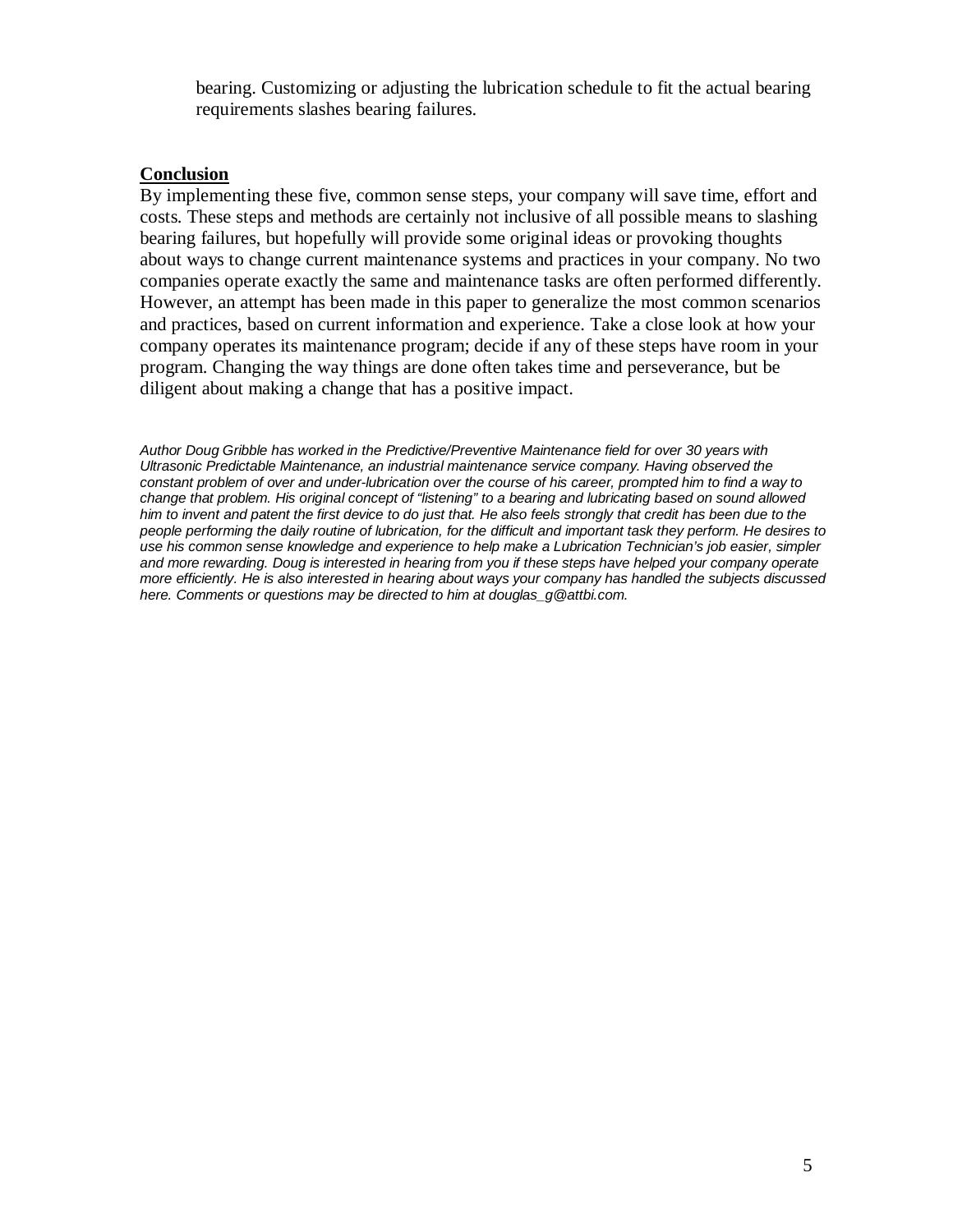bearing. Customizing or adjusting the lubrication schedule to fit the actual bearing requirements slashes bearing failures.

## Conclusion

By implementing these five, common sense steps, your company will save time, effort and costs. These steps and methods are certainly not inclusive of all possible means to slashing bearing failures, but hopefully will provide some original ideas or provoking thoughts about ways to change current maintenance systems and practices in your company. No two companies operate exactly the same and maintenance tasks are often performed differently. However, an attempt has been made in this paper to generalize the most common scenarios and practices, based on current information and experience. Take a close look at how your company operates its maintenance program; decide if any of these steps have room in your program. Changing the way things are done often takes time and perseverance, but be diligent about making a change that has a positive impact.

*Author Doug Gribble has worked in the Predictive/Preventive Maintenance field for over 30 years with Ultrasonic Predictable Maintenance, an industrial maintenance service company. Having observed the constant problem of over and under-lubrication over the course of his career, prompted him to find a way to change that problem. His original concept of "listening" to a bearing and lubricating based on sound allowed him to invent and patent the first device to do just that. He also feels strongly that credit has been due to the people performing the daily routine of lubrication, for the difficult and important task they perform. He desires to use his common sense knowledge and experience to help make a Lubrication Technician's job easier, simpler and more rewarding. Doug is interested in hearing from you if these steps have helped your company operate more efficiently. He is also interested in hearing about ways your company has handled the subjects discussed here. Comments or questions may be directed to him at douglas_g@attbi.com.*